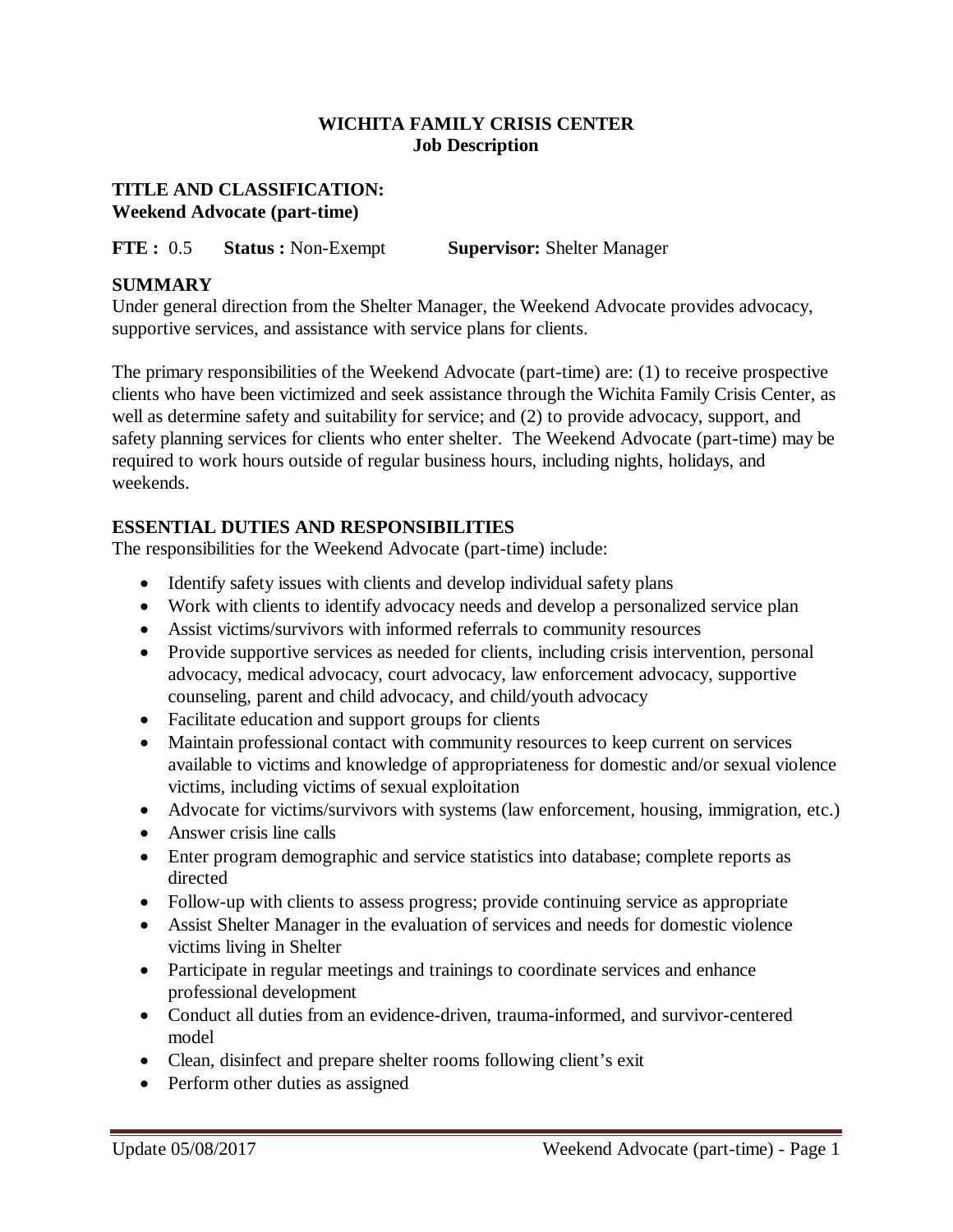# WICHITA FAMILY CRISIS CENTER
## Job Description

**TITLE AND CLASSIFICATION:**
**Weekend Advocate (part-time)**

**FTE :** 0.5 **Status :** Non-Exempt **Supervisor:** Shelter Manager

### SUMMARY

Under general direction from the Shelter Manager, the Weekend Advocate provides advocacy, supportive services, and assistance with service plans for clients.

The primary responsibilities of the Weekend Advocate (part-time) are: (1) to receive prospective clients who have been victimized and seek assistance through the Wichita Family Crisis Center, as well as determine safety and suitability for service; and (2) to provide advocacy, support, and safety planning services for clients who enter shelter. The Weekend Advocate (part-time) may be required to work hours outside of regular business hours, including nights, holidays, and weekends.

### ESSENTIAL DUTIES AND RESPONSIBILITIES

The responsibilities for the Weekend Advocate (part-time) include:

- Identify safety issues with clients and develop individual safety plans
- Work with clients to identify advocacy needs and develop a personalized service plan
- Assist victims/survivors with informed referrals to community resources
- Provide supportive services as needed for clients, including crisis intervention, personal advocacy, medical advocacy, court advocacy, law enforcement advocacy, supportive counseling, parent and child advocacy, and child/youth advocacy
- Facilitate education and support groups for clients
- Maintain professional contact with community resources to keep current on services available to victims and knowledge of appropriateness for domestic and/or sexual violence victims, including victims of sexual exploitation
- Advocate for victims/survivors with systems (law enforcement, housing, immigration, etc.)
- Answer crisis line calls
- Enter program demographic and service statistics into database; complete reports as directed
- Follow-up with clients to assess progress; provide continuing service as appropriate
- Assist Shelter Manager in the evaluation of services and needs for domestic violence victims living in Shelter
- Participate in regular meetings and trainings to coordinate services and enhance professional development
- Conduct all duties from an evidence-driven, trauma-informed, and survivor-centered model
- Clean, disinfect and prepare shelter rooms following client's exit
- Perform other duties as assigned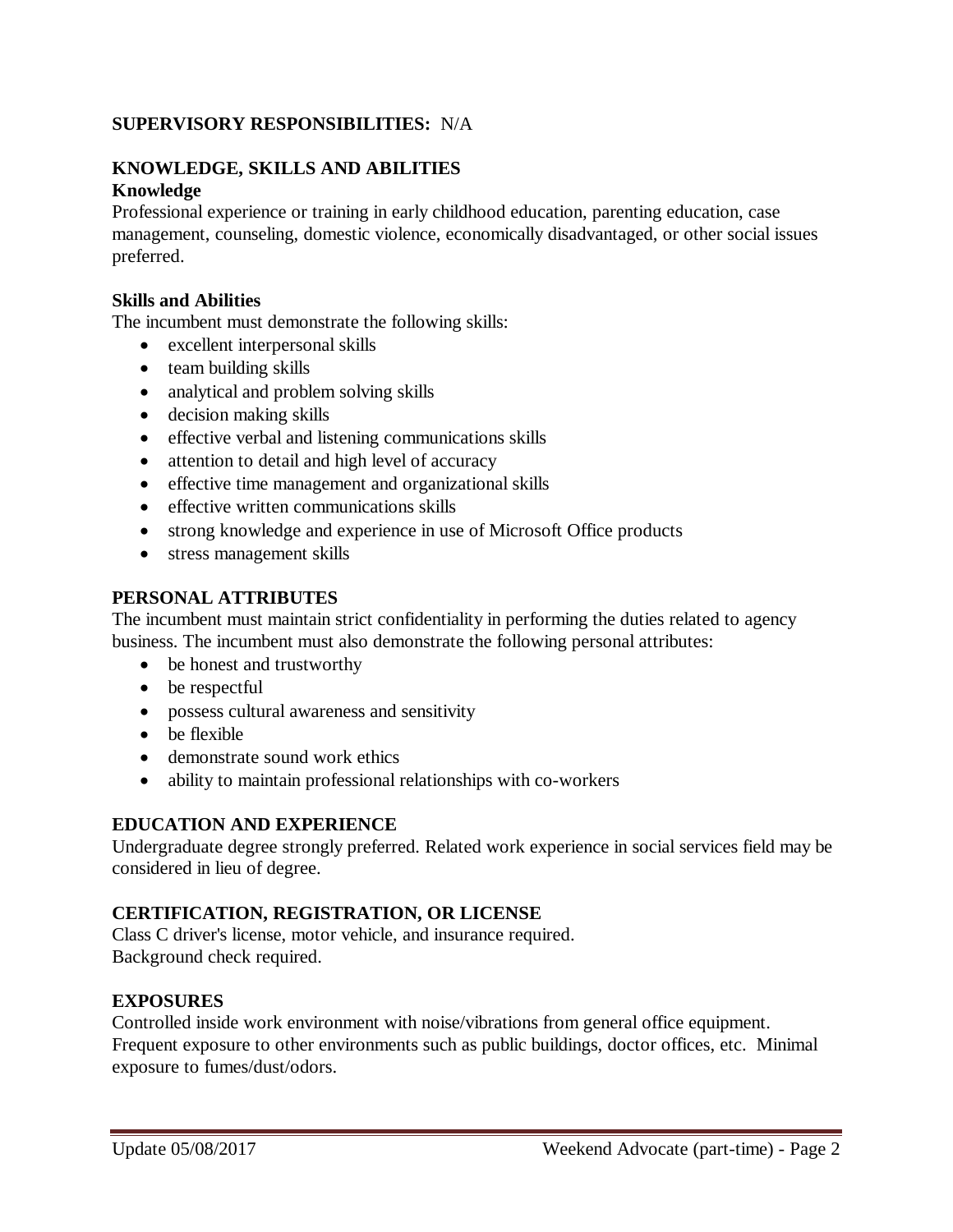**SUPERVISORY RESPONSIBILITIES:** N/A

## KNOWLEDGE, SKILLS AND ABILITIES

### Knowledge

Professional experience or training in early childhood education, parenting education, case management, counseling, domestic violence, economically disadvantaged, or other social issues preferred.

### Skills and Abilities

The incumbent must demonstrate the following skills:

- excellent interpersonal skills
- team building skills
- analytical and problem solving skills
- decision making skills
- effective verbal and listening communications skills
- attention to detail and high level of accuracy
- effective time management and organizational skills
- effective written communications skills
- strong knowledge and experience in use of Microsoft Office products
- stress management skills

## PERSONAL ATTRIBUTES

The incumbent must maintain strict confidentiality in performing the duties related to agency business. The incumbent must also demonstrate the following personal attributes:

- be honest and trustworthy
- be respectful
- possess cultural awareness and sensitivity
- be flexible
- demonstrate sound work ethics
- ability to maintain professional relationships with co-workers

## EDUCATION AND EXPERIENCE

Undergraduate degree strongly preferred. Related work experience in social services field may be considered in lieu of degree.

## CERTIFICATION, REGISTRATION, OR LICENSE

Class C driver's license, motor vehicle, and insurance required.
Background check required.

## EXPOSURES

Controlled inside work environment with noise/vibrations from general office equipment. Frequent exposure to other environments such as public buildings, doctor offices, etc. Minimal exposure to fumes/dust/odors.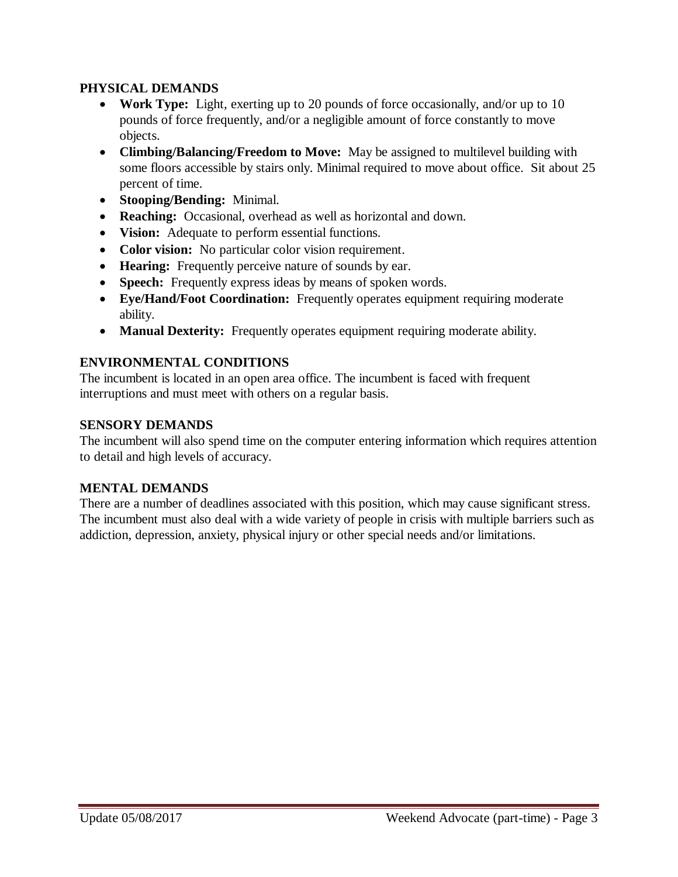## PHYSICAL DEMANDS

- **Work Type:** Light, exerting up to 20 pounds of force occasionally, and/or up to 10 pounds of force frequently, and/or a negligible amount of force constantly to move objects.
- **Climbing/Balancing/Freedom to Move:** May be assigned to multilevel building with some floors accessible by stairs only. Minimal required to move about office. Sit about 25 percent of time.
- **Stooping/Bending:** Minimal.
- **Reaching:** Occasional, overhead as well as horizontal and down.
- **Vision:** Adequate to perform essential functions.
- **Color vision:** No particular color vision requirement.
- **Hearing:** Frequently perceive nature of sounds by ear.
- **Speech:** Frequently express ideas by means of spoken words.
- **Eye/Hand/Foot Coordination:** Frequently operates equipment requiring moderate ability.
- **Manual Dexterity:** Frequently operates equipment requiring moderate ability.

## ENVIRONMENTAL CONDITIONS

The incumbent is located in an open area office. The incumbent is faced with frequent interruptions and must meet with others on a regular basis.

## SENSORY DEMANDS

The incumbent will also spend time on the computer entering information which requires attention to detail and high levels of accuracy.

## MENTAL DEMANDS

There are a number of deadlines associated with this position, which may cause significant stress. The incumbent must also deal with a wide variety of people in crisis with multiple barriers such as addiction, depression, anxiety, physical injury or other special needs and/or limitations.